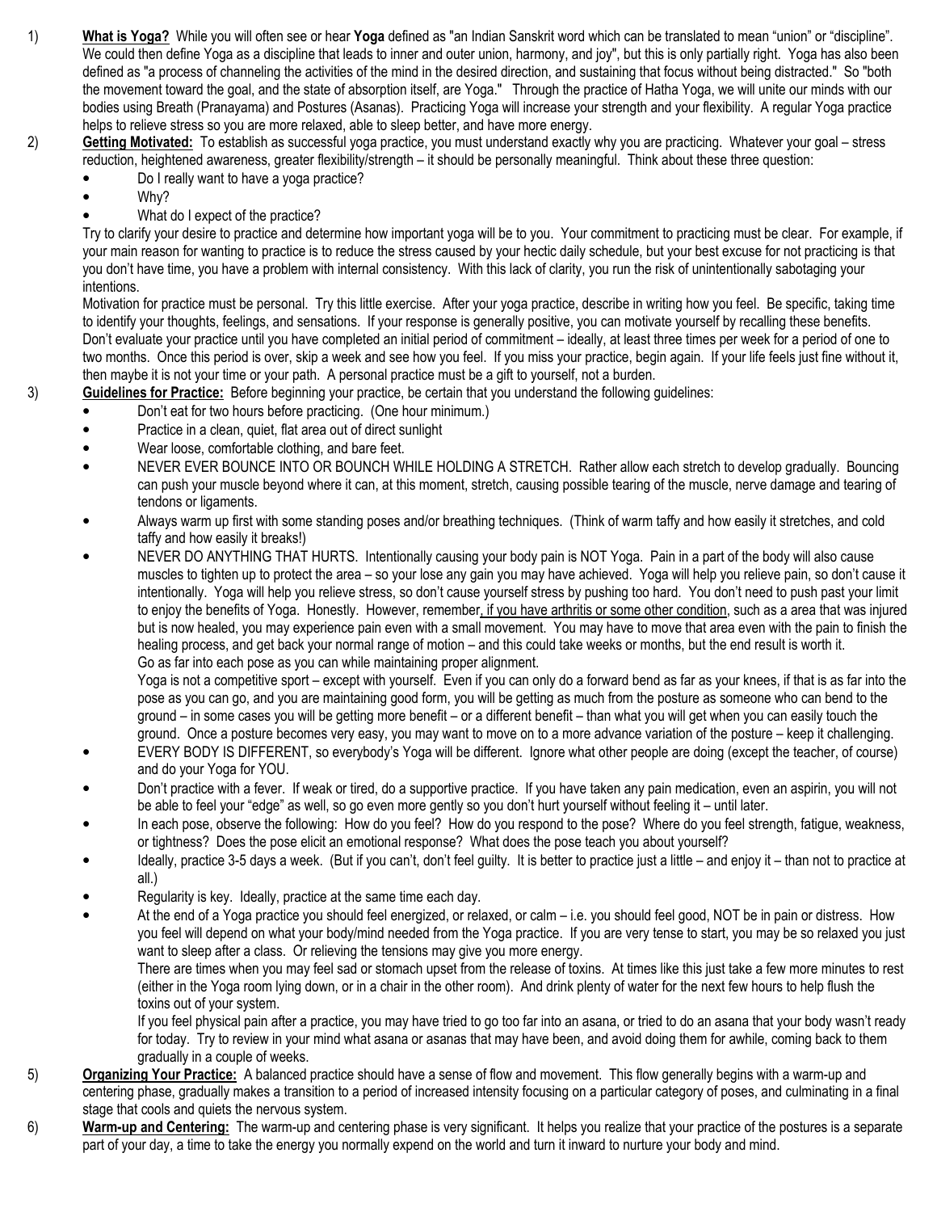1) **What is Yoga?** While you will often see or hear **Yoga** defined as "an Indian Sanskrit word which can be translated to mean "union" or "discipline". We could then define Yoga as a discipline that leads to inner and outer union, harmony, and joy", but this is only partially right. Yoga has also been defined as "a process of channeling the activities of the mind in the desired direction, and sustaining that focus without being distracted." So "both the movement toward the goal, and the state of absorption itself, are Yoga." Through the practice of Hatha Yoga, we will unite our minds with our bodies using Breath (Pranayama) and Postures (Asanas). Practicing Yoga will increase your strength and your flexibility. A regular Yoga practice helps to relieve stress so you are more relaxed, able to sleep better, and have more energy.

2) **Getting Motivated:** To establish as successful yoga practice, you must understand exactly why you are practicing. Whatever your goal – stress reduction, heightened awareness, greater flexibility/strength – it should be personally meaningful. Think about these three question:

- Do I really want to have a yoga practice?
- Why?
- What do I expect of the practice?

Try to clarify your desire to practice and determine how important yoga will be to you. Your commitment to practicing must be clear. For example, if your main reason for wanting to practice is to reduce the stress caused by your hectic daily schedule, but your best excuse for not practicing is that you don't have time, you have a problem with internal consistency. With this lack of clarity, you run the risk of unintentionally sabotaging your intentions.

Motivation for practice must be personal. Try this little exercise. After your yoga practice, describe in writing how you feel. Be specific, taking time to identify your thoughts, feelings, and sensations. If your response is generally positive, you can motivate yourself by recalling these benefits. Don't evaluate your practice until you have completed an initial period of commitment – ideally, at least three times per week for a period of one to two months. Once this period is over, skip a week and see how you feel. If you miss your practice, begin again. If your life feels just fine without it, then maybe it is not your time or your path. A personal practice must be a gift to yourself, not a burden.

3) **Guidelines for Practice:** Before beginning your practice, be certain that you understand the following guidelines:

- Don't eat for two hours before practicing. (One hour minimum.)
- Practice in a clean, quiet, flat area out of direct sunlight
- Wear loose, comfortable clothing, and bare feet.
- NEVER EVER BOUNCE INTO OR BOUNCH WHILE HOLDING A STRETCH. Rather allow each stretch to develop gradually. Bouncing can push your muscle beyond where it can, at this moment, stretch, causing possible tearing of the muscle, nerve damage and tearing of tendons or ligaments.
- Always warm up first with some standing poses and/or breathing techniques. (Think of warm taffy and how easily it stretches, and cold taffy and how easily it breaks!)
- NEVER DO ANYTHING THAT HURTS. Intentionally causing your body pain is NOT Yoga. Pain in a part of the body will also cause muscles to tighten up to protect the area – so your lose any gain you may have achieved. Yoga will help you relieve pain, so don't cause it intentionally. Yoga will help you relieve stress, so don't cause yourself stress by pushing too hard. You don't need to push past your limit to enjoy the benefits of Yoga. Honestly. However, remember, <u>if you have arthritis or some other condition</u>, such as a area that was injured but is now healed, you may experience pain even with a small movement. You may have to move that area even with the pain to finish the healing process, and get back your normal range of motion – and this could take weeks or months, but the end result is worth it. Go as far into each pose as you can while maintaining proper alignment.

  Yoga is not a competitive sport – except with yourself. Even if you can only do a forward bend as far as your knees, if that is as far into the pose as you can go, and you are maintaining good form, you will be getting as much from the posture as someone who can bend to the ground – in some cases you will be getting more benefit – or a different benefit – than what you will get when you can easily touch the ground. Once a posture becomes very easy, you may want to move on to a more advance variation of the posture – keep it challenging.
- EVERY BODY IS DIFFERENT, so everybody's Yoga will be different. Ignore what other people are doing (except the teacher, of course) and do your Yoga for YOU.
- Don't practice with a fever. If weak or tired, do a supportive practice. If you have taken any pain medication, even an aspirin, you will not be able to feel your "edge" as well, so go even more gently so you don't hurt yourself without feeling it – until later.
- In each pose, observe the following: How do you feel? How do you respond to the pose? Where do you feel strength, fatigue, weakness, or tightness? Does the pose elicit an emotional response? What does the pose teach you about yourself?
- Ideally, practice 3-5 days a week. (But if you can't, don't feel guilty. It is better to practice just a little – and enjoy it – than not to practice at all.)
- Regularity is key. Ideally, practice at the same time each day.
- At the end of a Yoga practice you should feel energized, or relaxed, or calm – i.e. you should feel good, NOT be in pain or distress. How you feel will depend on what your body/mind needed from the Yoga practice. If you are very tense to start, you may be so relaxed you just want to sleep after a class. Or relieving the tensions may give you more energy.

  There are times when you may feel sad or stomach upset from the release of toxins. At times like this just take a few more minutes to rest (either in the Yoga room lying down, or in a chair in the other room). And drink plenty of water for the next few hours to help flush the toxins out of your system.

  If you feel physical pain after a practice, you may have tried to go too far into an asana, or tried to do an asana that your body wasn't ready for today. Try to review in your mind what asana or asanas that may have been, and avoid doing them for awhile, coming back to them gradually in a couple of weeks.

5) **Organizing Your Practice:** A balanced practice should have a sense of flow and movement. This flow generally begins with a warm-up and centering phase, gradually makes a transition to a period of increased intensity focusing on a particular category of poses, and culminating in a final stage that cools and quiets the nervous system.

6) **Warm-up and Centering:** The warm-up and centering phase is very significant. It helps you realize that your practice of the postures is a separate part of your day, a time to take the energy you normally expend on the world and turn it inward to nurture your body and mind.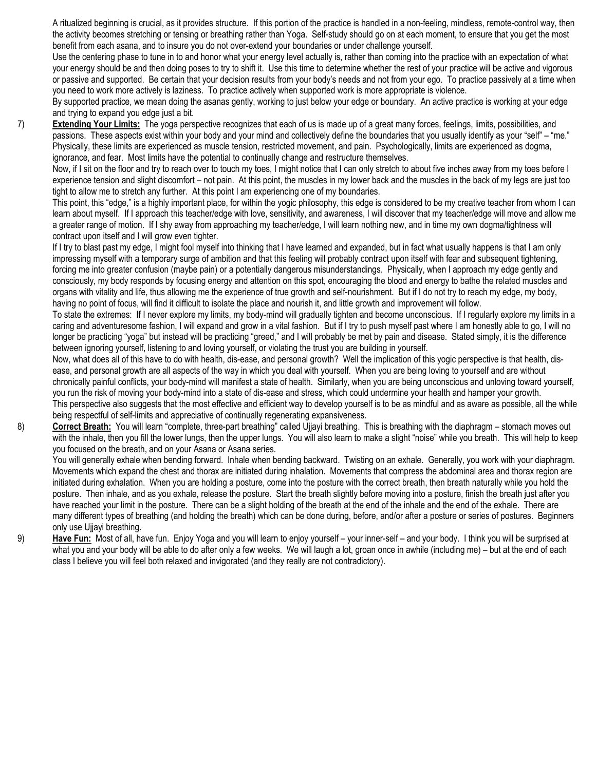A ritualized beginning is crucial, as it provides structure. If this portion of the practice is handled in a non-feeling, mindless, remote-control way, then the activity becomes stretching or tensing or breathing rather than Yoga. Self-study should go on at each moment, to ensure that you get the most benefit from each asana, and to insure you do not over-extend your boundaries or under challenge yourself.

Use the centering phase to tune in to and honor what your energy level actually is, rather than coming into the practice with an expectation of what your energy should be and then doing poses to try to shift it. Use this time to determine whether the rest of your practice will be active and vigorous or passive and supported. Be certain that your decision results from your body's needs and not from your ego. To practice passively at a time when you need to work more actively is laziness. To practice actively when supported work is more appropriate is violence.

By supported practice, we mean doing the asanas gently, working to just below your edge or boundary. An active practice is working at your edge and trying to expand you edge just a bit.

7) **Extending Your Limits:** The yoga perspective recognizes that each of us is made up of a great many forces, feelings, limits, possibilities, and passions. These aspects exist within your body and your mind and collectively define the boundaries that you usually identify as your "self" – "me." Physically, these limits are experienced as muscle tension, restricted movement, and pain. Psychologically, limits are experienced as dogma, ignorance, and fear. Most limits have the potential to continually change and restructure themselves.

Now, if I sit on the floor and try to reach over to touch my toes, I might notice that I can only stretch to about five inches away from my toes before I experience tension and slight discomfort – not pain. At this point, the muscles in my lower back and the muscles in the back of my legs are just too tight to allow me to stretch any further. At this point I am experiencing one of my boundaries.

This point, this "edge," is a highly important place, for within the yogic philosophy, this edge is considered to be my creative teacher from whom I can learn about myself. If I approach this teacher/edge with love, sensitivity, and awareness, I will discover that my teacher/edge will move and allow me a greater range of motion. If I shy away from approaching my teacher/edge, I will learn nothing new, and in time my own dogma/tightness will contract upon itself and I will grow even tighter.

If I try to blast past my edge, I might fool myself into thinking that I have learned and expanded, but in fact what usually happens is that I am only impressing myself with a temporary surge of ambition and that this feeling will probably contract upon itself with fear and subsequent tightening, forcing me into greater confusion (maybe pain) or a potentially dangerous misunderstandings. Physically, when I approach my edge gently and consciously, my body responds by focusing energy and attention on this spot, encouraging the blood and energy to bathe the related muscles and organs with vitality and life, thus allowing me the experience of true growth and self-nourishment. But if I do not try to reach my edge, my body, having no point of focus, will find it difficult to isolate the place and nourish it, and little growth and improvement will follow.

To state the extremes: If I never explore my limits, my body-mind will gradually tighten and become unconscious. If I regularly explore my limits in a caring and adventuresome fashion, I will expand and grow in a vital fashion. But if I try to push myself past where I am honestly able to go, I will no longer be practicing "yoga" but instead will be practicing "greed," and I will probably be met by pain and disease. Stated simply, it is the difference between ignoring yourself, listening to and loving yourself, or violating the trust you are building in yourself.

Now, what does all of this have to do with health, dis-ease, and personal growth? Well the implication of this yogic perspective is that health, dis-ease, and personal growth are all aspects of the way in which you deal with yourself. When you are being loving to yourself and are without chronically painful conflicts, your body-mind will manifest a state of health. Similarly, when you are being unconscious and unloving toward yourself, you run the risk of moving your body-mind into a state of dis-ease and stress, which could undermine your health and hamper your growth.

This perspective also suggests that the most effective and efficient way to develop yourself is to be as mindful and as aware as possible, all the while being respectful of self-limits and appreciative of continually regenerating expansiveness.

8) **Correct Breath:** You will learn "complete, three-part breathing" called Ujjayi breathing. This is breathing with the diaphragm – stomach moves out with the inhale, then you fill the lower lungs, then the upper lungs. You will also learn to make a slight "noise" while you breath. This will help to keep you focused on the breath, and on your Asana or Asana series.

You will generally exhale when bending forward. Inhale when bending backward. Twisting on an exhale. Generally, you work with your diaphragm. Movements which expand the chest and thorax are initiated during inhalation. Movements that compress the abdominal area and thorax region are initiated during exhalation. When you are holding a posture, come into the posture with the correct breath, then breath naturally while you hold the posture. Then inhale, and as you exhale, release the posture. Start the breath slightly before moving into a posture, finish the breath just after you have reached your limit in the posture. There can be a slight holding of the breath at the end of the inhale and the end of the exhale. There are many different types of breathing (and holding the breath) which can be done during, before, and/or after a posture or series of postures. Beginners only use Ujjayi breathing.

9) **Have Fun:** Most of all, have fun. Enjoy Yoga and you will learn to enjoy yourself – your inner-self – and your body. I think you will be surprised at what you and your body will be able to do after only a few weeks. We will laugh a lot, groan once in awhile (including me) – but at the end of each class I believe you will feel both relaxed and invigorated (and they really are not contradictory).